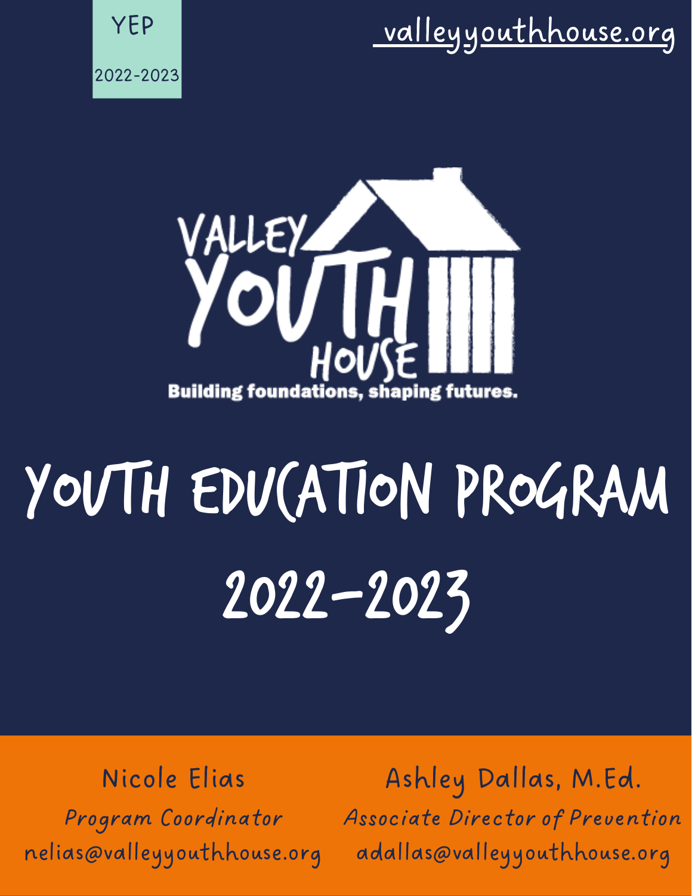YEP

2022-2023

valleyyouthhouse.org

VALLEY YOUTH HOUSE

Building foundations, shaping futures.

# YOUTH EDUCATION PROGRAM

# 2022-2023

Nicole Elias
*Program Coordinator*
nelias@valleyyouthhouse.org

Ashley Dallas, M.Ed.
*Associate Director of Prevention*
adallas@valleyyouthhouse.org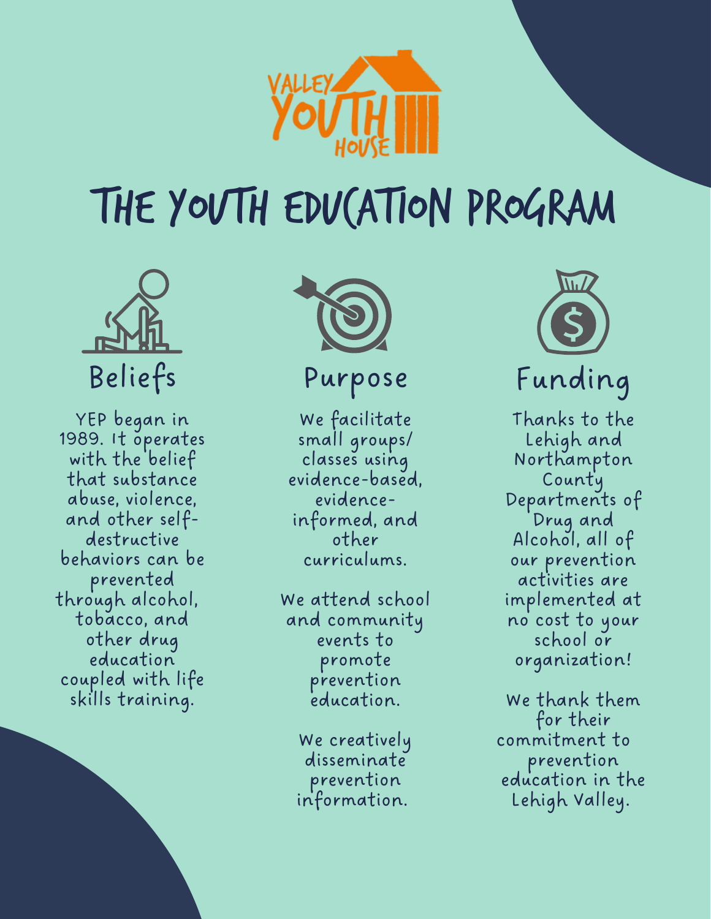VALLEY YOUTH HOUSE

# THE YOUTH EDUCATION PROGRAM

## Beliefs

YEP began in 1989. It operates with the belief that substance abuse, violence, and other self-destructive behaviors can be prevented through alcohol, tobacco, and other drug education coupled with life skills training.

## Purpose

We facilitate small groups/ classes using evidence-based, evidence-informed, and other curriculums.

We attend school and community events to promote prevention education.

We creatively disseminate prevention information.

## Funding

Thanks to the Lehigh and Northampton County Departments of Drug and Alcohol, all of our prevention activities are implemented at no cost to your school or organization!

We thank them for their commitment to prevention education in the Lehigh Valley.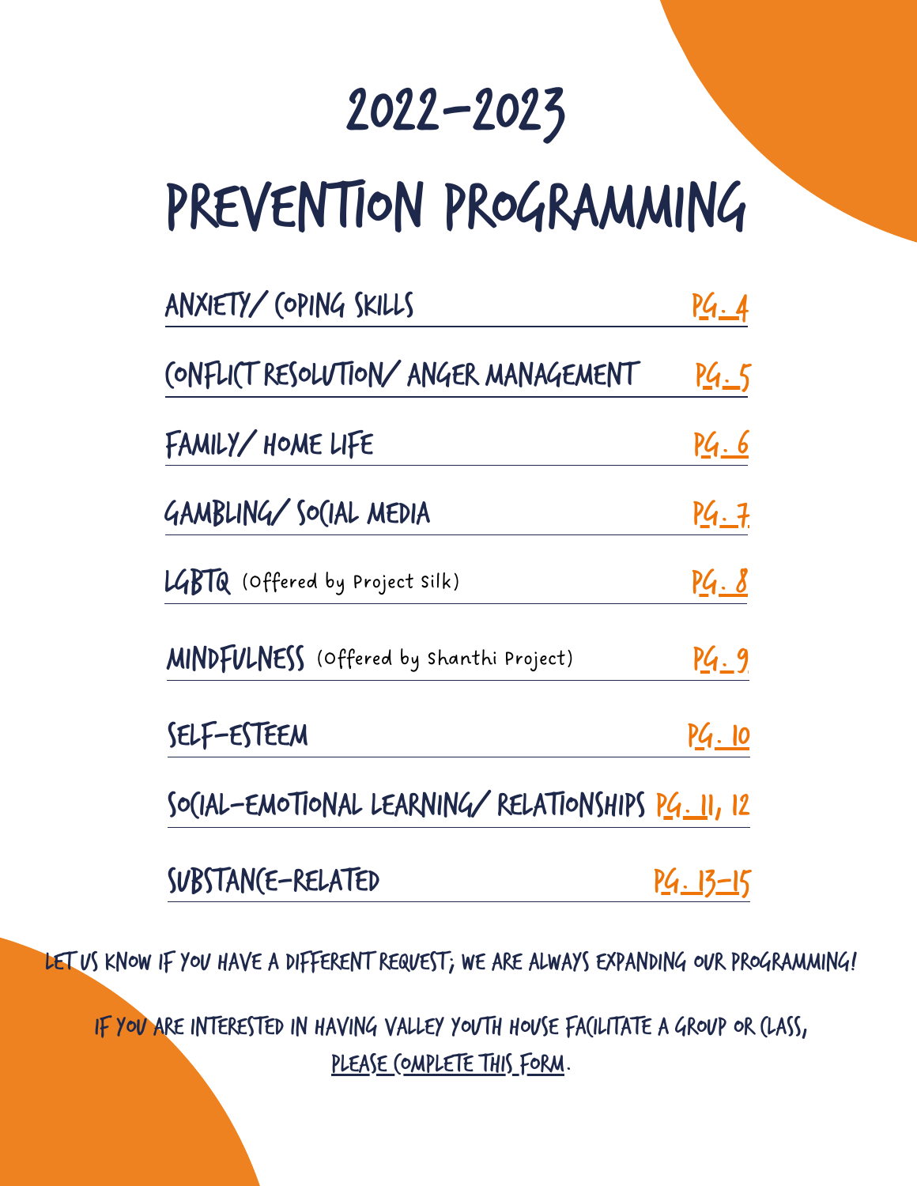# 2022-2023

# PREVENTION PROGRAMMING

| | |
|---|---|
| ANXIETY/ COPING SKILLS | PG. 4 |
| CONFLICT RESOLUTION/ ANGER MANAGEMENT | PG. 5 |
| FAMILY/ HOME LIFE | PG. 6 |
| GAMBLING/ SOCIAL MEDIA | PG. 7 |
| LGBTQ (Offered by Project Silk) | PG. 8 |
| MINDFULNESS (Offered by Shanthi Project) | PG. 9 |
| SELF-ESTEEM | PG. 10 |
| SOCIAL-EMOTIONAL LEARNING/ RELATIONSHIPS | PG. 11, 12 |
| SUBSTANCE-RELATED | PG. 13-15 |

LET US KNOW IF YOU HAVE A DIFFERENT REQUEST; WE ARE ALWAYS EXPANDING OUR PROGRAMMING!

IF YOU ARE INTERESTED IN HAVING VALLEY YOUTH HOUSE FACILITATE A GROUP OR CLASS, PLEASE COMPLETE THIS FORM.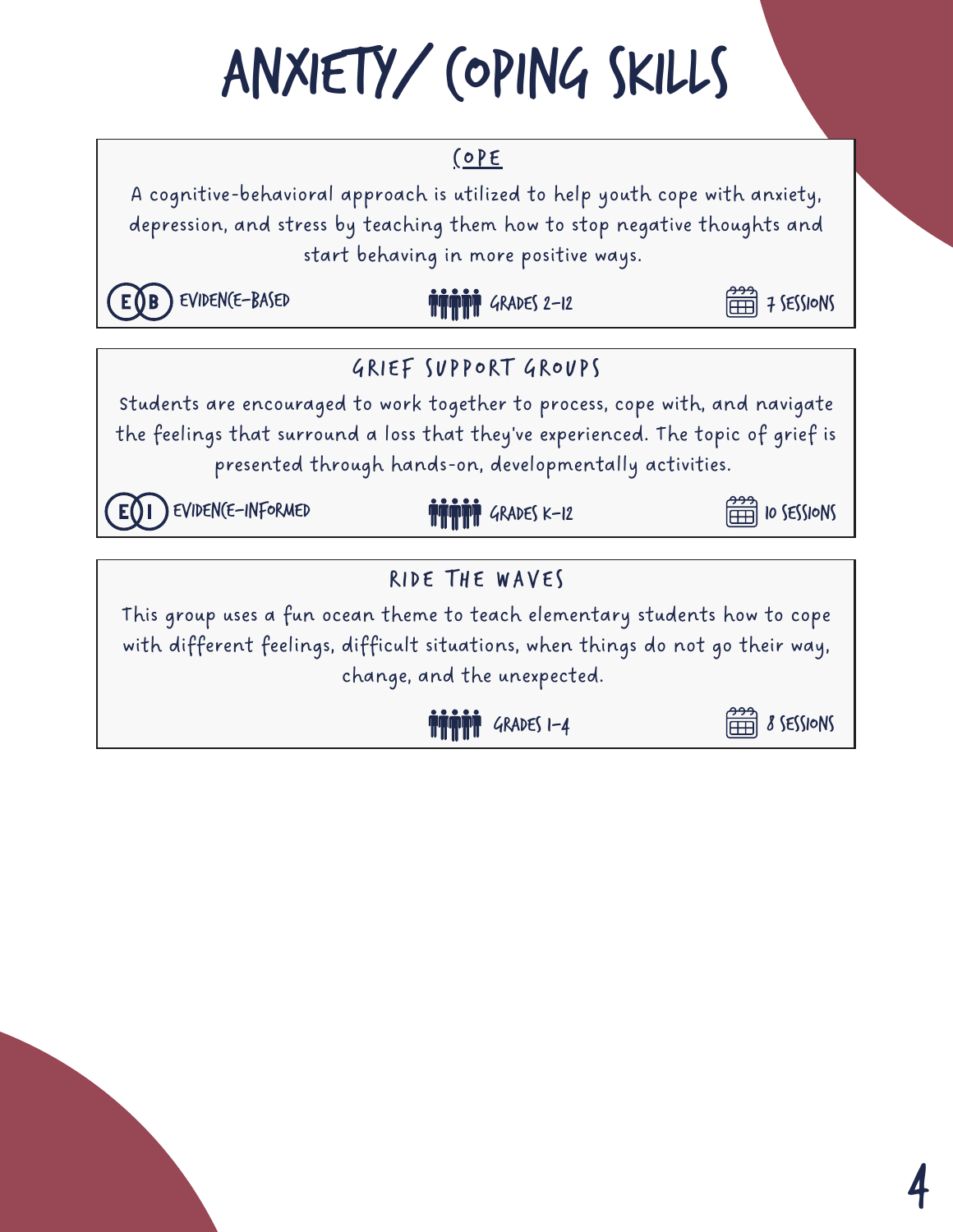# ANXIETY/ COPING SKILLS

## COPE

A cognitive-behavioral approach is utilized to help youth cope with anxiety, depression, and stress by teaching them how to stop negative thoughts and start behaving in more positive ways.

EB EVIDENCE-BASED | GRADES 2-12 | 7 SESSIONS

## GRIEF SUPPORT GROUPS

Students are encouraged to work together to process, cope with, and navigate the feelings that surround a loss that they've experienced. The topic of grief is presented through hands-on, developmentally activities.

EI EVIDENCE-INFORMED | GRADES K-12 | 10 SESSIONS

## RIDE THE WAVES

This group uses a fun ocean theme to teach elementary students how to cope with different feelings, difficult situations, when things do not go their way, change, and the unexpected.

GRADES 1-4 | 8 SESSIONS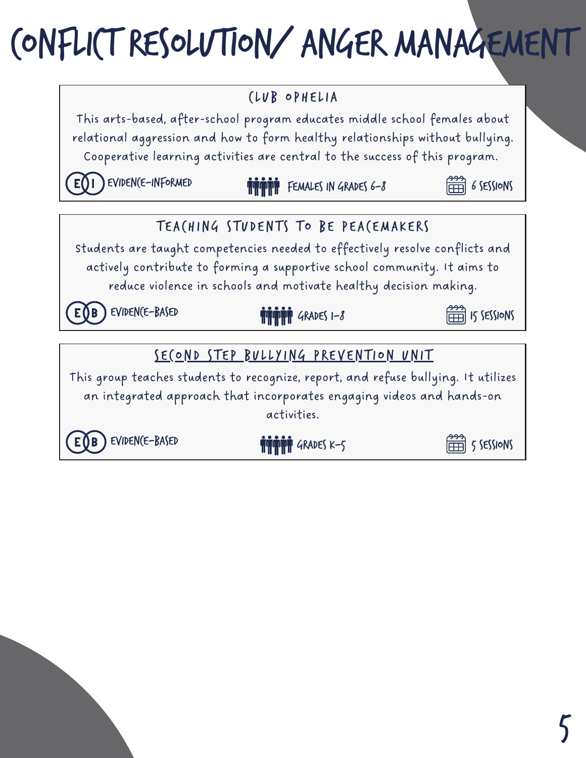# CONFLICT RESOLUTION/ ANGER MANAGEMENT

## CLUB OPHELIA

This arts-based, after-school program educates middle school females about relational aggression and how to form healthy relationships without bullying. Cooperative learning activities are central to the success of this program.

EI EVIDENCE-INFORMED | FEMALES IN GRADES 6-8 | 6 SESSIONS

## TEACHING STUDENTS TO BE PEACEMAKERS

Students are taught competencies needed to effectively resolve conflicts and actively contribute to forming a supportive school community. It aims to reduce violence in schools and motivate healthy decision making.

EB EVIDENCE-BASED | GRADES 1-8 | 15 SESSIONS

## SECOND STEP BULLYING PREVENTION UNIT

This group teaches students to recognize, report, and refuse bullying. It utilizes an integrated approach that incorporates engaging videos and hands-on activities.

EB EVIDENCE-BASED | GRADES K-5 | 5 SESSIONS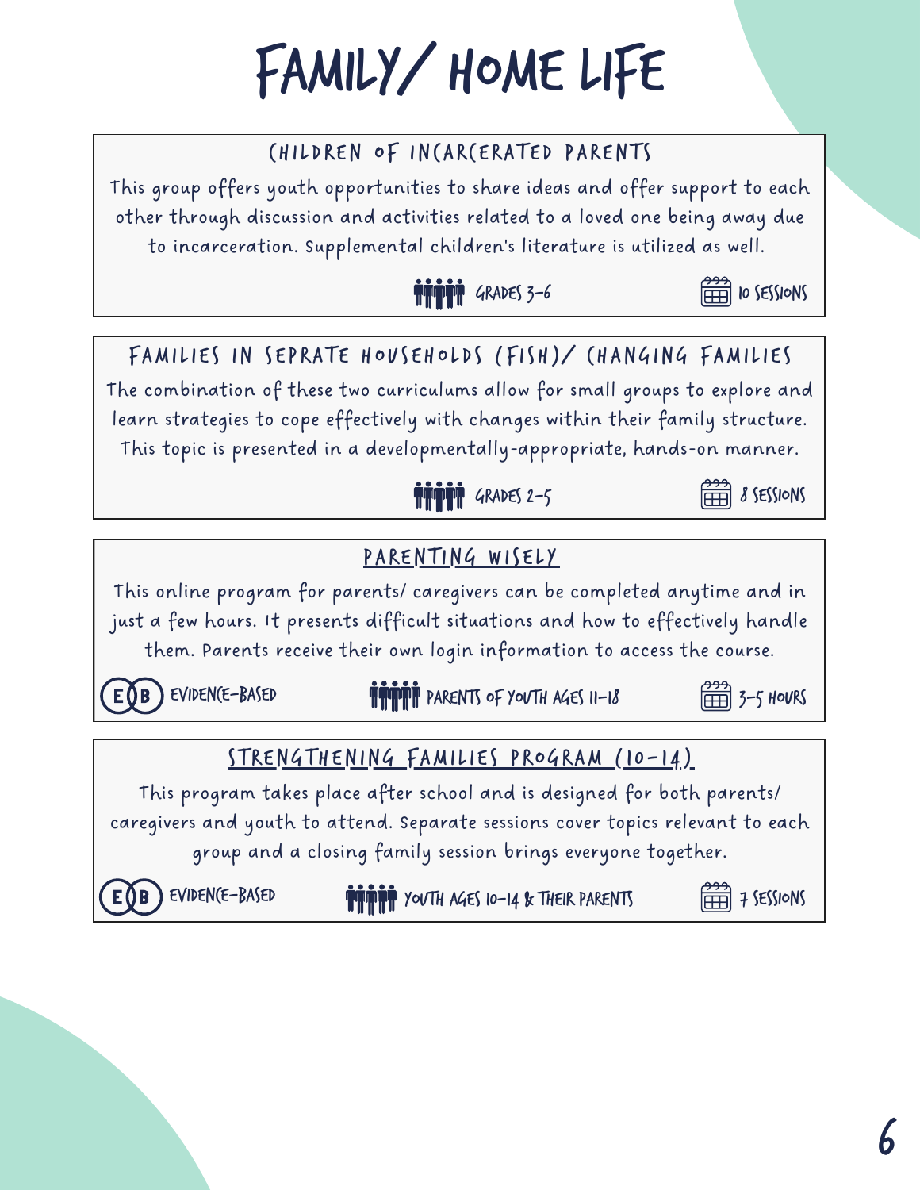# FAMILY/ HOME LIFE

## CHILDREN OF INCARCERATED PARENTS

This group offers youth opportunities to share ideas and offer support to each other through discussion and activities related to a loved one being away due to incarceration. Supplemental children's literature is utilized as well.

GRADES 3-6 | 10 SESSIONS

## FAMILIES IN SEPRATE HOUSEHOLDS (FISH)/ CHANGING FAMILIES

The combination of these two curriculums allow for small groups to explore and learn strategies to cope effectively with changes within their family structure. This topic is presented in a developmentally-appropriate, hands-on manner.

GRADES 2-5 | 8 SESSIONS

## PARENTING WISELY

This online program for parents/ caregivers can be completed anytime and in just a few hours. It presents difficult situations and how to effectively handle them. Parents receive their own login information to access the course.

EB EVIDENCE-BASED | PARENTS OF YOUTH AGES 11-18 | 3-5 HOURS

## STRENGTHENING FAMILIES PROGRAM (10-14)

This program takes place after school and is designed for both parents/ caregivers and youth to attend. Separate sessions cover topics relevant to each group and a closing family session brings everyone together.

EB EVIDENCE-BASED | YOUTH AGES 10-14 & THEIR PARENTS | 7 SESSIONS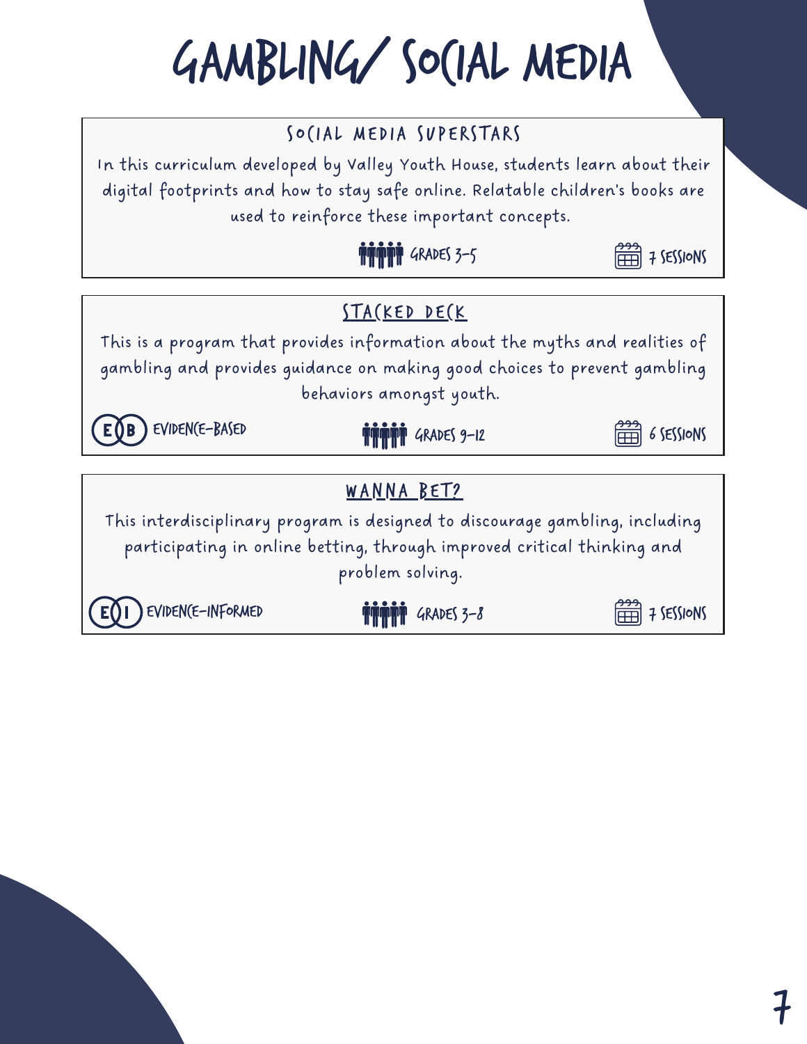# GAMBLING/ SOCIAL MEDIA

## SOCIAL MEDIA SUPERSTARS

In this curriculum developed by Valley Youth House, students learn about their digital footprints and how to stay safe online. Relatable children's books are used to reinforce these important concepts.

GRADES 3-5 | 7 SESSIONS

## STACKED DECK

This is a program that provides information about the myths and realities of gambling and provides guidance on making good choices to prevent gambling behaviors amongst youth.

EB EVIDENCE-BASED | GRADES 9-12 | 6 SESSIONS

## WANNA BET?

This interdisciplinary program is designed to discourage gambling, including participating in online betting, through improved critical thinking and problem solving.

EI EVIDENCE-INFORMED | GRADES 3-8 | 7 SESSIONS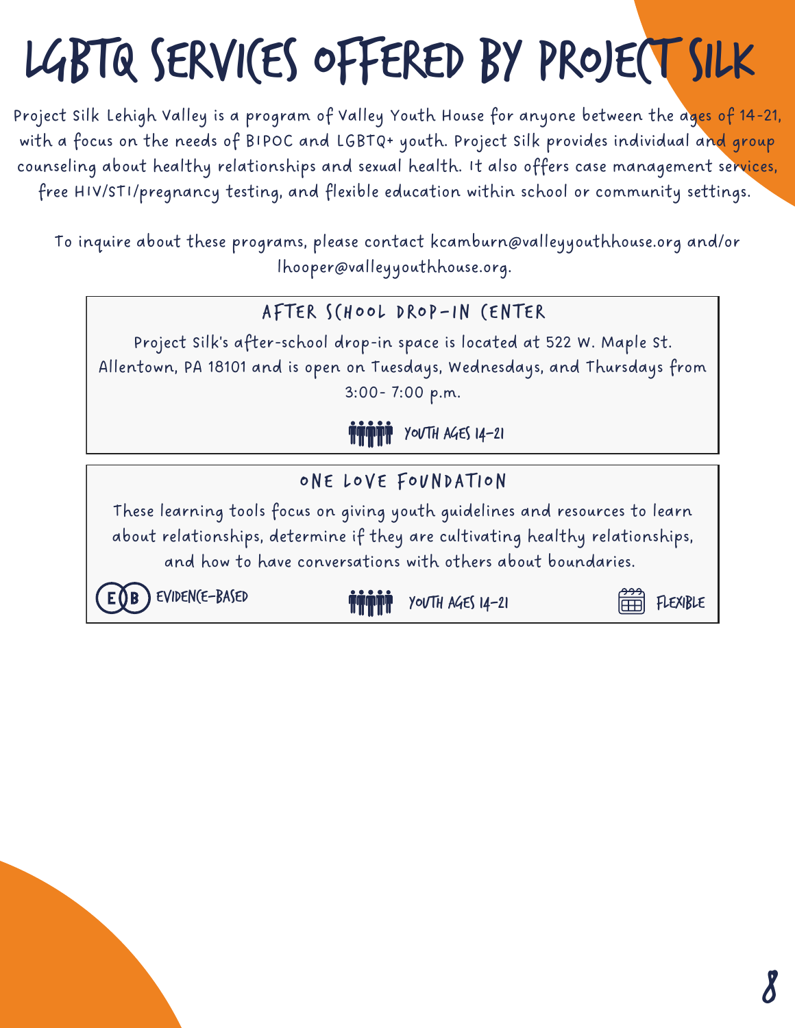# LGBTQ Services Offered by Project Silk

Project Silk Lehigh Valley is a program of Valley Youth House for anyone between the ages of 14-21, with a focus on the needs of BIPOC and LGBTQ+ youth. Project Silk provides individual and group counseling about healthy relationships and sexual health. It also offers case management services, free HIV/STI/pregnancy testing, and flexible education within school or community settings.

To inquire about these programs, please contact kcamburn@valleyyouthhouse.org and/or lhooper@valleyyouthhouse.org.

## After School Drop-In Center

Project Silk's after-school drop-in space is located at 522 W. Maple St. Allentown, PA 18101 and is open on Tuesdays, Wednesdays, and Thursdays from 3:00- 7:00 p.m.

Youth Ages 14-21

## One Love Foundation

These learning tools focus on giving youth guidelines and resources to learn about relationships, determine if they are cultivating healthy relationships, and how to have conversations with others about boundaries.

Evidence-Based | Youth Ages 14-21 | Flexible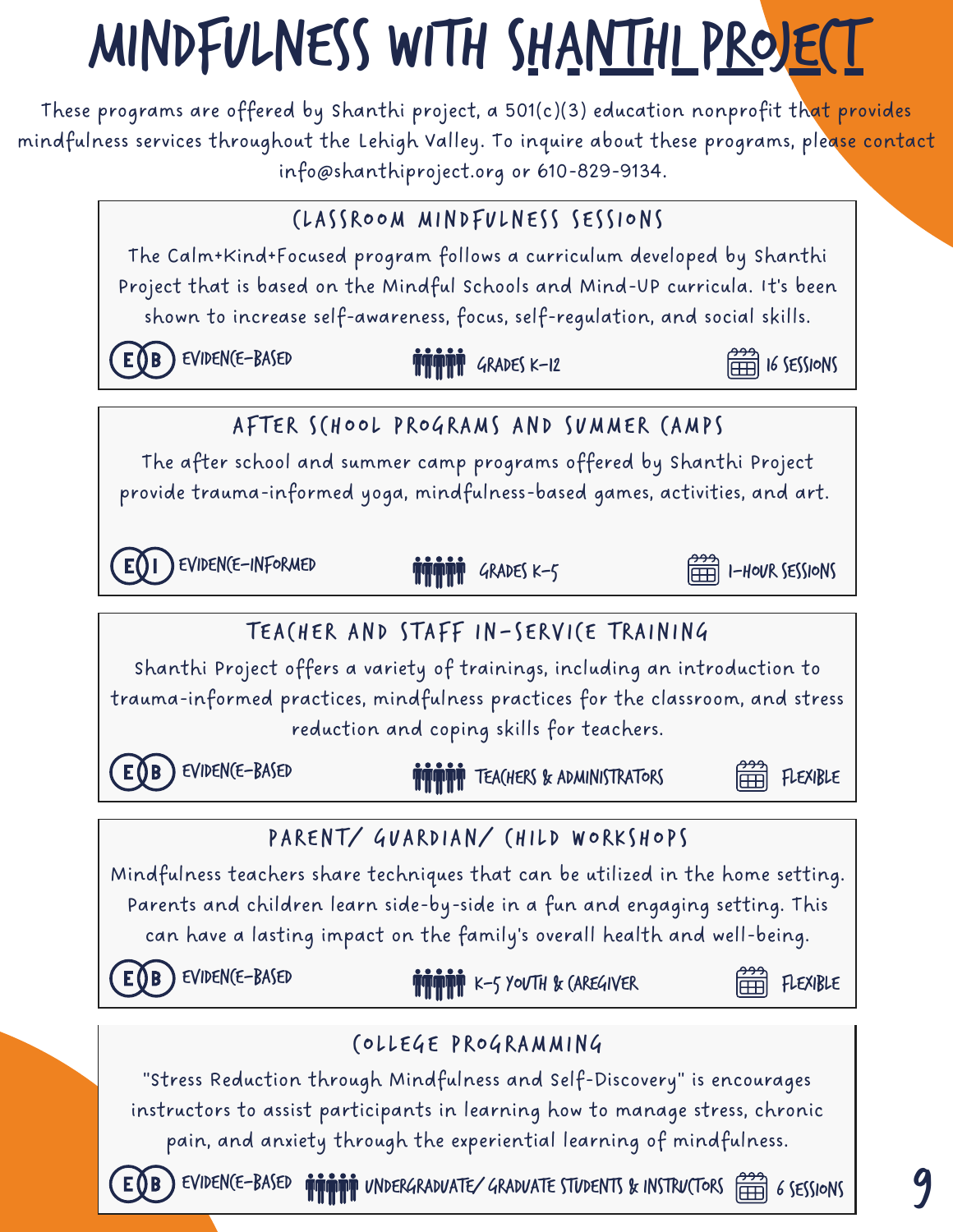# MINDFULNESS WITH SHANTHI PROJECT

These programs are offered by Shanthi project, a 501(c)(3) education nonprofit that provides mindfulness services throughout the Lehigh Valley. To inquire about these programs, please contact info@shanthiproject.org or 610-829-9134.

## CLASSROOM MINDFULNESS SESSIONS

The Calm+Kind+Focused program follows a curriculum developed by Shanthi Project that is based on the Mindful Schools and Mind-UP curricula. It's been shown to increase self-awareness, focus, self-regulation, and social skills.

EB EVIDENCE-BASED | GRADES K-12 | 16 SESSIONS

## AFTER SCHOOL PROGRAMS AND SUMMER CAMPS

The after school and summer camp programs offered by Shanthi Project provide trauma-informed yoga, mindfulness-based games, activities, and art.

EI EVIDENCE-INFORMED | GRADES K-5 | 1-HOUR SESSIONS

## TEACHER AND STAFF IN-SERVICE TRAINING

Shanthi Project offers a variety of trainings, including an introduction to trauma-informed practices, mindfulness practices for the classroom, and stress reduction and coping skills for teachers.

EB EVIDENCE-BASED | TEACHERS & ADMINISTRATORS | FLEXIBLE

## PARENT/ GUARDIAN/ CHILD WORKSHOPS

Mindfulness teachers share techniques that can be utilized in the home setting. Parents and children learn side-by-side in a fun and engaging setting. This can have a lasting impact on the family's overall health and well-being.

EB EVIDENCE-BASED | K-5 YOUTH & CAREGIVER | FLEXIBLE

## COLLEGE PROGRAMMING

"Stress Reduction through Mindfulness and Self-Discovery" is encourages instructors to assist participants in learning how to manage stress, chronic pain, and anxiety through the experiential learning of mindfulness.

EB EVIDENCE-BASED | UNDERGRADUATE/ GRADUATE STUDENTS & INSTRUCTORS | 6 SESSIONS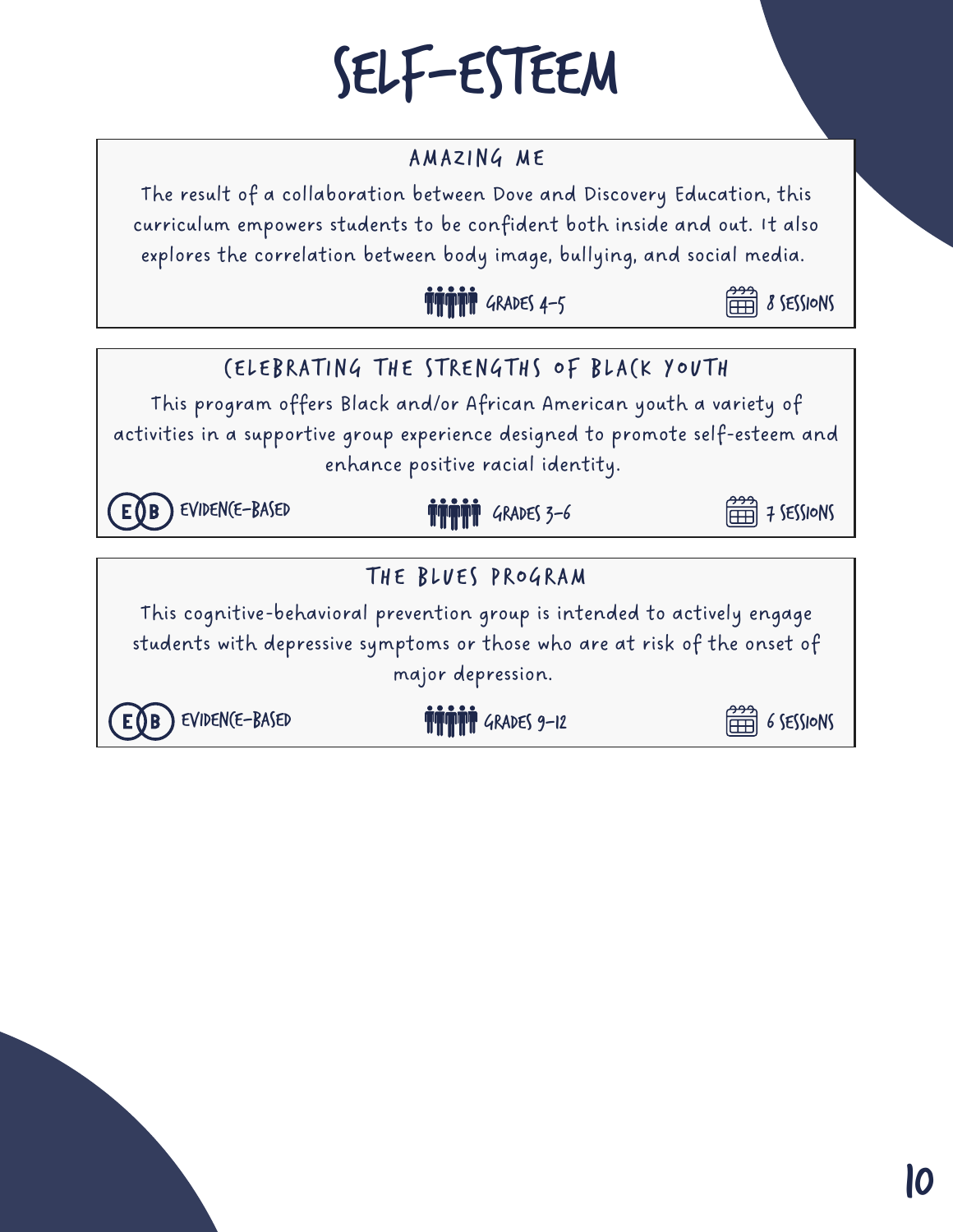# SELF-ESTEEM

## AMAZING ME

The result of a collaboration between Dove and Discovery Education, this curriculum empowers students to be confident both inside and out. It also explores the correlation between body image, bullying, and social media.

GRADES 4-5 | 8 SESSIONS

## CELEBRATING THE STRENGTHS OF BLACK YOUTH

This program offers Black and/or African American youth a variety of activities in a supportive group experience designed to promote self-esteem and enhance positive racial identity.

EVIDENCE-BASED | GRADES 3-6 | 7 SESSIONS

## THE BLUES PROGRAM

This cognitive-behavioral prevention group is intended to actively engage students with depressive symptoms or those who are at risk of the onset of major depression.

EVIDENCE-BASED | GRADES 9-12 | 6 SESSIONS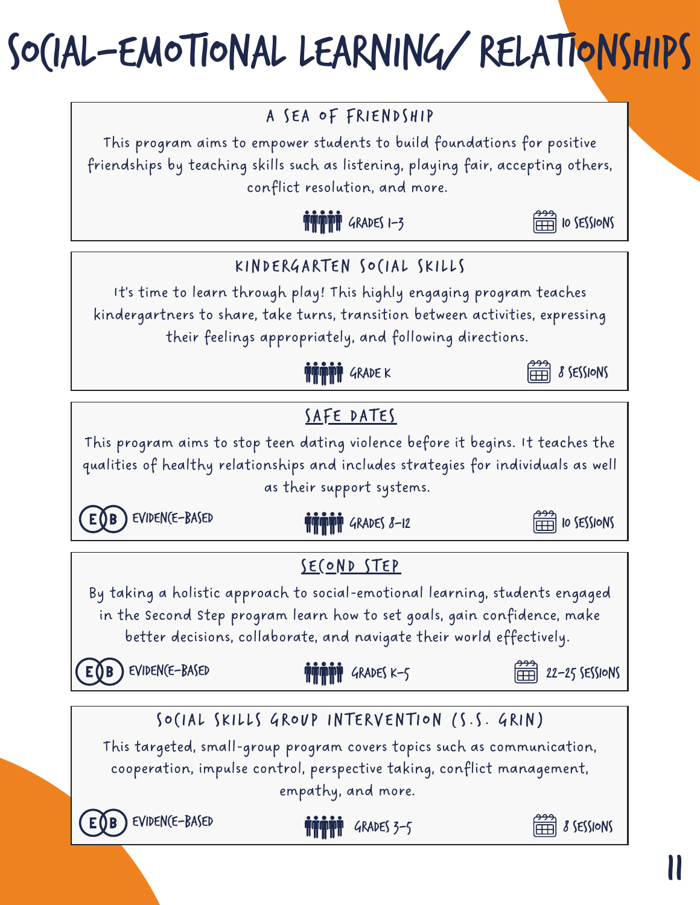# Social-Emotional Learning/ Relationships

## A Sea of Friendship

This program aims to empower students to build foundations for positive friendships by teaching skills such as listening, playing fair, accepting others, conflict resolution, and more.

Grades 1-3 | 10 Sessions

## Kindergarten Social Skills

It's time to learn through play! This highly engaging program teaches kindergartners to share, take turns, transition between activities, expressing their feelings appropriately, and following directions.

Grade K | 8 Sessions

## Safe Dates

This program aims to stop teen dating violence before it begins. It teaches the qualities of healthy relationships and includes strategies for individuals as well as their support systems.

EB Evidence-Based | Grades 8-12 | 10 Sessions

## Second Step

By taking a holistic approach to social-emotional learning, students engaged in the Second Step program learn how to set goals, gain confidence, make better decisions, collaborate, and navigate their world effectively.

EB Evidence-Based | Grades K-5 | 22-25 Sessions

## Social Skills Group Intervention (S.S. GRIN)

This targeted, small-group program covers topics such as communication, cooperation, impulse control, perspective taking, conflict management, empathy, and more.

EB Evidence-Based | Grades 3-5 | 8 Sessions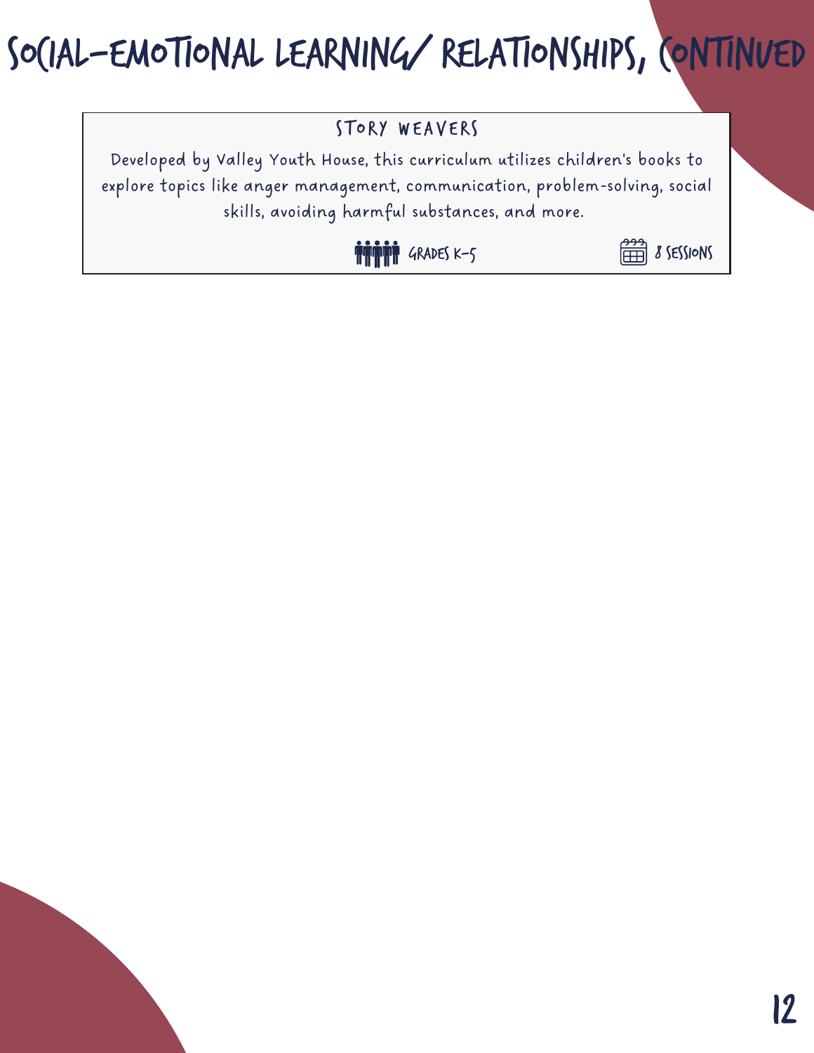# Social-Emotional Learning/ Relationships, Continued

### Story Weavers

Developed by Valley Youth House, this curriculum utilizes children's books to explore topics like anger management, communication, problem-solving, social skills, avoiding harmful substances, and more.

Grades K-5 | 8 Sessions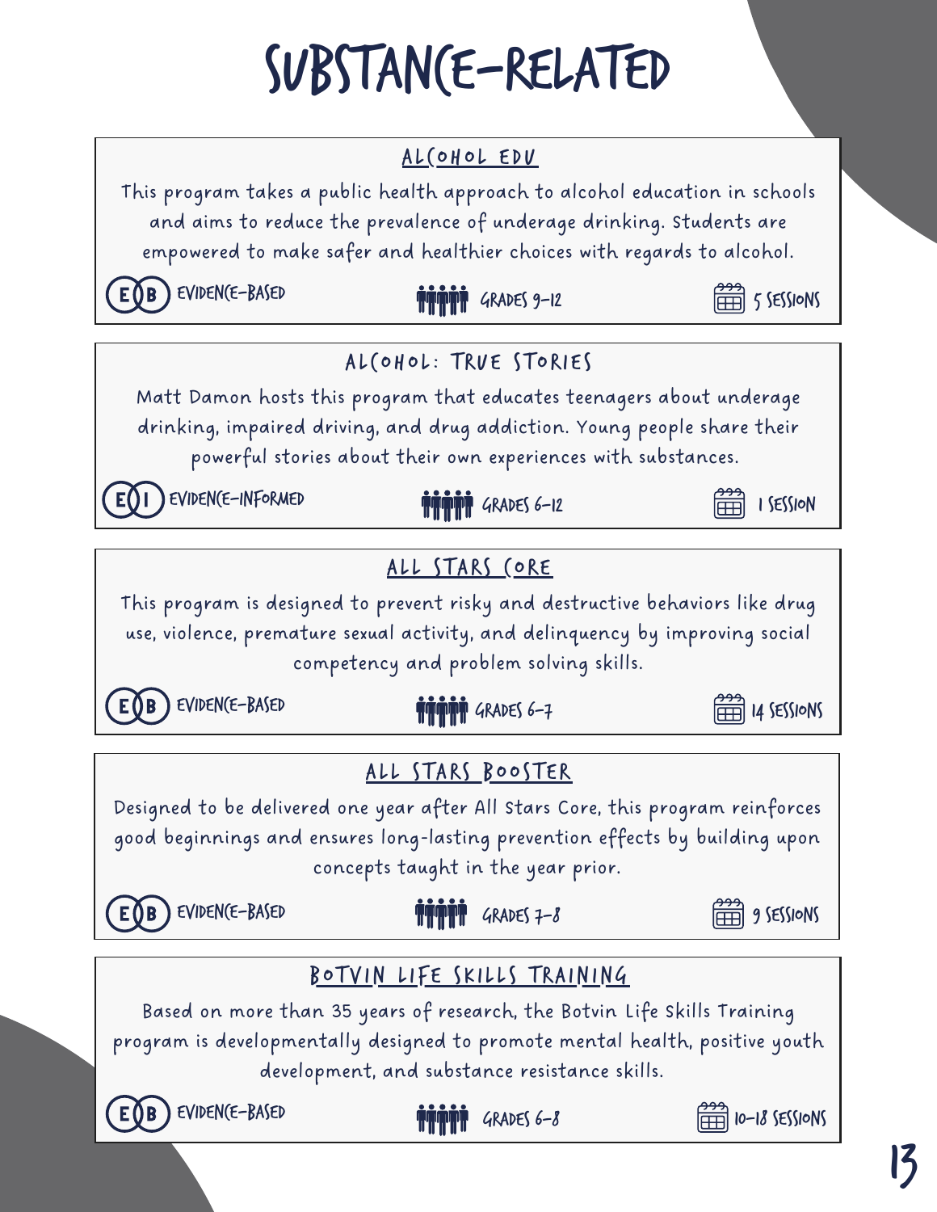# SUBSTANCE-RELATED

## ALCOHOL EDU

This program takes a public health approach to alcohol education in schools and aims to reduce the prevalence of underage drinking. Students are empowered to make safer and healthier choices with regards to alcohol.

EB EVIDENCE-BASED | GRADES 9-12 | 5 SESSIONS

## ALCOHOL: TRUE STORIES

Matt Damon hosts this program that educates teenagers about underage drinking, impaired driving, and drug addiction. Young people share their powerful stories about their own experiences with substances.

EI EVIDENCE-INFORMED | GRADES 6-12 | 1 SESSION

## ALL STARS CORE

This program is designed to prevent risky and destructive behaviors like drug use, violence, premature sexual activity, and delinquency by improving social competency and problem solving skills.

EB EVIDENCE-BASED | GRADES 6-7 | 14 SESSIONS

## ALL STARS BOOSTER

Designed to be delivered one year after All Stars Core, this program reinforces good beginnings and ensures long-lasting prevention effects by building upon concepts taught in the year prior.

EB EVIDENCE-BASED | GRADES 7-8 | 9 SESSIONS

## BOTVIN LIFE SKILLS TRAINING

Based on more than 35 years of research, the Botvin Life Skills Training program is developmentally designed to promote mental health, positive youth development, and substance resistance skills.

EB EVIDENCE-BASED | GRADES 6-8 | 10-18 SESSIONS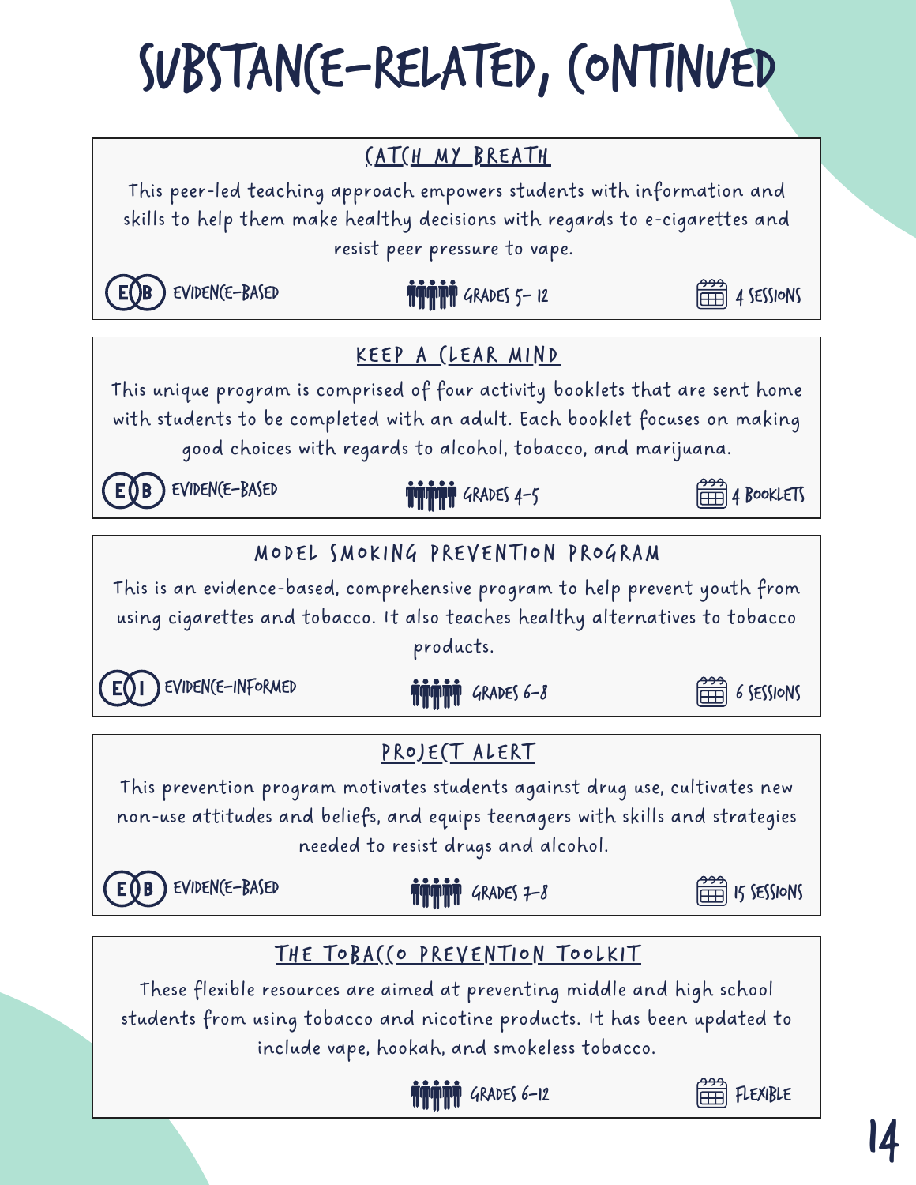# SUBSTANCE-RELATED, CONTINUED

## CATCH MY BREATH

This peer-led teaching approach empowers students with information and skills to help them make healthy decisions with regards to e-cigarettes and resist peer pressure to vape.

EB EVIDENCE-BASED | GRADES 5- 12 | 4 SESSIONS

## KEEP A CLEAR MIND

This unique program is comprised of four activity booklets that are sent home with students to be completed with an adult. Each booklet focuses on making good choices with regards to alcohol, tobacco, and marijuana.

EB EVIDENCE-BASED | GRADES 4-5 | 4 BOOKLETS

## MODEL SMOKING PREVENTION PROGRAM

This is an evidence-based, comprehensive program to help prevent youth from using cigarettes and tobacco. It also teaches healthy alternatives to tobacco products.

EI EVIDENCE-INFORMED | GRADES 6-8 | 6 SESSIONS

## PROJECT ALERT

This prevention program motivates students against drug use, cultivates new non-use attitudes and beliefs, and equips teenagers with skills and strategies needed to resist drugs and alcohol.

EB EVIDENCE-BASED | GRADES 7-8 | 15 SESSIONS

## THE TOBACCO PREVENTION TOOLKIT

These flexible resources are aimed at preventing middle and high school students from using tobacco and nicotine products. It has been updated to include vape, hookah, and smokeless tobacco.

GRADES 6-12 | FLEXIBLE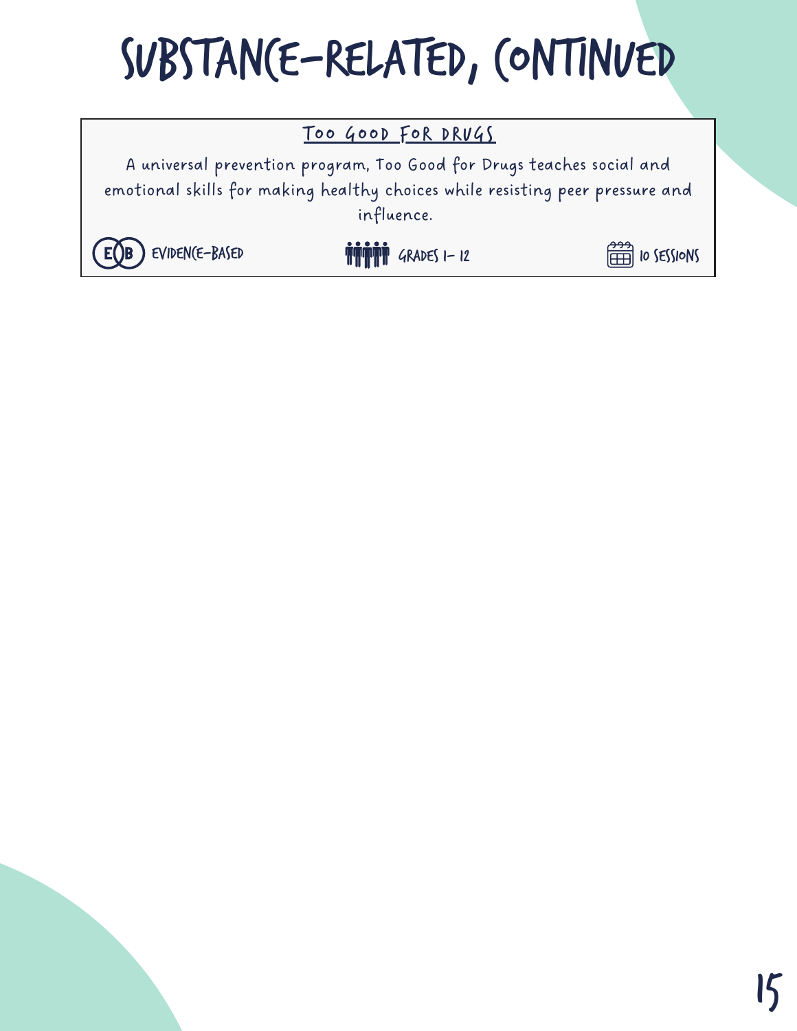# Substance-Related, Continued

### Too Good For Drugs

A universal prevention program, Too Good for Drugs teaches social and emotional skills for making healthy choices while resisting peer pressure and influence.

Evidence-Based | Grades 1- 12 | 10 Sessions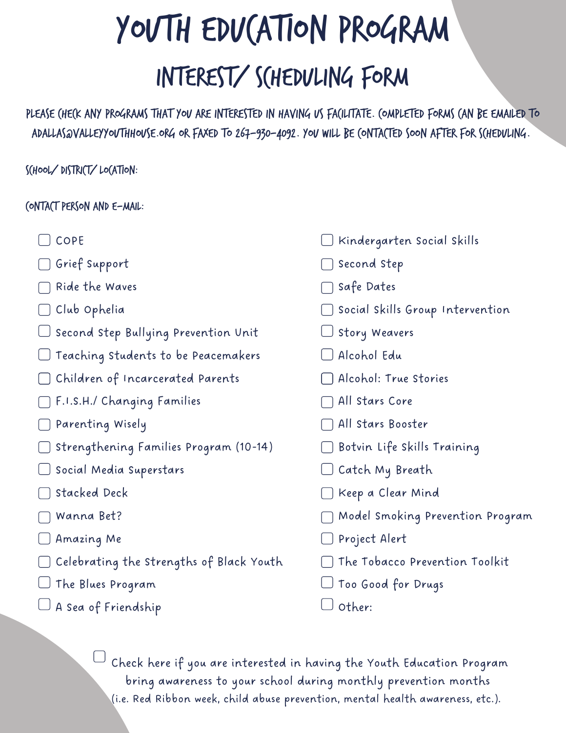# Youth Education Program

## Interest/ Scheduling Form

Please check any programs that you are interested in having us facilitate. Completed forms can be emailed to adallas@valleyyouthhouse.org or faxed to 267-930-4092. You will be contacted soon after for scheduling.

School/ District/ Location:

Contact Person and E-mail:

- ☐ COPE
- ☐ Grief Support
- ☐ Ride the Waves
- ☐ Club Ophelia
- ☐ Second Step Bullying Prevention Unit
- ☐ Teaching Students to be Peacemakers
- ☐ Children of Incarcerated Parents
- ☐ F.I.S.H./ Changing Families
- ☐ Parenting Wisely
- ☐ Strengthening Families Program (10-14)
- ☐ Social Media Superstars
- ☐ Stacked Deck
- ☐ Wanna Bet?
- ☐ Amazing Me
- ☐ Celebrating the Strengths of Black Youth
- ☐ The Blues Program
- ☐ A Sea of Friendship
- ☐ Kindergarten Social Skills
- ☐ Second Step
- ☐ Safe Dates
- ☐ Social Skills Group Intervention
- ☐ Story Weavers
- ☐ Alcohol Edu
- ☐ Alcohol: True Stories
- ☐ All Stars Core
- ☐ All Stars Booster
- ☐ Botvin Life Skills Training
- ☐ Catch My Breath
- ☐ Keep a Clear Mind
- ☐ Model Smoking Prevention Program
- ☐ Project Alert
- ☐ The Tobacco Prevention Toolkit
- ☐ Too Good for Drugs
- ☐ Other:

☐ Check here if you are interested in having the Youth Education Program bring awareness to your school during monthly prevention months (i.e. Red Ribbon week, child abuse prevention, mental health awareness, etc.).